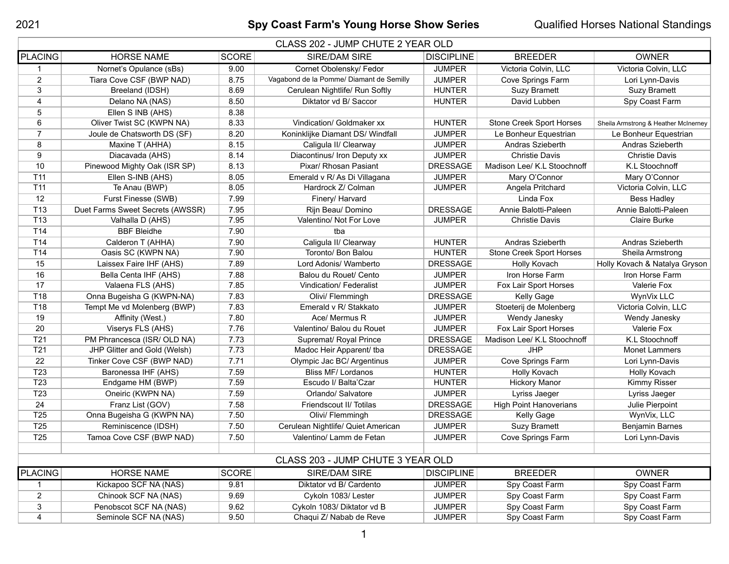2021 **Spy Coast Farm's Young Horse Show Series** Qualified Horses National Standings

## CLASS 202 - JUMP CHUTE 2 YEAR OLD

| PLACING | HORSE NAME | SCORE | SIRE/DAM SIRE | DISCIPLINE | BREEDER | OWNER |
|---|---|---|---|---|---|---|
| 1 | Nornet's Opulance (sBs) | 9.00 | Cornet Obolensky/ Fedor | JUMPER | Victoria Colvin, LLC | Victoria Colvin, LLC |
| 2 | Tiara Cove CSF (BWP NAD) | 8.75 | Vagabond de la Pomme/ Diamant de Semilly | JUMPER | Cove Springs Farm | Lori Lynn-Davis |
| 3 | Breeland (IDSH) | 8.69 | Cerulean Nightlife/ Run Softly | HUNTER | Suzy Bramett | Suzy Bramett |
| 4 | Delano NA (NAS) | 8.50 | Diktator vd B/ Saccor | HUNTER | David Lubben | Spy Coast Farm |
| 5 | Ellen S INB (AHS) | 8.38 | | | | |
| 6 | Oliver Twist SC (KWPN NA) | 8.33 | Vindication/ Goldmaker xx | HUNTER | Stone Creek Sport Horses | Sheila Armstrong & Heather McInerney |
| 7 | Joule de Chatsworth DS (SF) | 8.20 | Koninklijke Diamant DS/ Windfall | JUMPER | Le Bonheur Equestrian | Le Bonheur Equestrian |
| 8 | Maxine T (AHHA) | 8.15 | Caligula II/ Clearway | JUMPER | Andras Szieberth | Andras Szieberth |
| 9 | Diacavada (AHS) | 8.14 | Diacontinus/ Iron Deputy xx | JUMPER | Christie Davis | Christie Davis |
| 10 | Pinewood Mighty Oak (ISR SP) | 8.13 | Pixar/ Rhosan Pasiant | DRESSAGE | Madison Lee/ K.L Stoochnoff | K.L Stoochnoff |
| T11 | Ellen S-INB (AHS) | 8.05 | Emerald v R/ As Di Villagana | JUMPER | Mary O'Connor | Mary O'Connor |
| T11 | Te Anau (BWP) | 8.05 | Hardrock Z/ Colman | JUMPER | Angela Pritchard | Victoria Colvin, LLC |
| 12 | Furst Finesse (SWB) | 7.99 | Finery/ Harvard | | Linda Fox | Bess Hadley |
| T13 | Duet Farms Sweet Secrets (AWSSR) | 7.95 | Rijn Beau/ Domino | DRESSAGE | Annie Balotti-Paleen | Annie Balotti-Paleen |
| T13 | Valhalla D (AHS) | 7.95 | Valentino/ Not For Love | JUMPER | Christie Davis | Claire Burke |
| T14 | BBF Bleidhe | 7.90 | tba | | | |
| T14 | Calderon T (AHHA) | 7.90 | Caligula II/ Clearway | HUNTER | Andras Szieberth | Andras Szieberth |
| T14 | Oasis SC (KWPN NA) | 7.90 | Toronto/ Bon Balou | HUNTER | Stone Creek Sport Horses | Sheila Armstrong |
| 15 | Laissex Faire IHF (AHS) | 7.89 | Lord Adonis/ Wamberto | DRESSAGE | Holly Kovach | Holly Kovach & Natalya Gryson |
| 16 | Bella Centa IHF (AHS) | 7.88 | Balou du Rouet/ Cento | JUMPER | Iron Horse Farm | Iron Horse Farm |
| 17 | Valaena FLS (AHS) | 7.85 | Vindication/ Federalist | JUMPER | Fox Lair Sport Horses | Valerie Fox |
| T18 | Onna Bugeisha G (KWPN-NA) | 7.83 | Olivi/ Flemmingh | DRESSAGE | Kelly Gage | WynVix LLC |
| T18 | Tempt Me vd Molenberg (BWP) | 7.83 | Emerald v R/ Stakkato | JUMPER | Stoeterij de Molenberg | Victoria Colvin, LLC |
| 19 | Affinity (West.) | 7.80 | Ace/ Mermus R | JUMPER | Wendy Janesky | Wendy Janesky |
| 20 | Viserys FLS (AHS) | 7.76 | Valentino/ Balou du Rouet | JUMPER | Fox Lair Sport Horses | Valerie Fox |
| T21 | PM Phrancesca (ISR/ OLD NA) | 7.73 | Supremat/ Royal Prince | DRESSAGE | Madison Lee/ K.L Stoochnoff | K.L Stoochnoff |
| T21 | JHP Glitter and Gold (Welsh) | 7.73 | Madoc Heir Apparent/ tba | DRESSAGE | JHP | Monet Lammers |
| 22 | Tinker Cove CSF (BWP NAD) | 7.71 | Olympic Jac BC/ Argentinus | JUMPER | Cove Springs Farm | Lori Lynn-Davis |
| T23 | Baronessa IHF (AHS) | 7.59 | Bliss MF/ Lordanos | HUNTER | Holly Kovach | Holly Kovach |
| T23 | Endgame HM (BWP) | 7.59 | Escudo I/ Balta'Czar | HUNTER | Hickory Manor | Kimmy Risser |
| T23 | Oneiric (KWPN NA) | 7.59 | Orlando/ Salvatore | JUMPER | Lyriss Jaeger | Lyriss Jaeger |
| 24 | Franz List (GOV) | 7.58 | Friendscout II/ Totilas | DRESSAGE | High Point Hanoverians | Julie Pierpoint |
| T25 | Onna Bugeisha G (KWPN NA) | 7.50 | Olivi/ Flemmingh | DRESSAGE | Kelly Gage | WynVix, LLC |
| T25 | Reminiscence (IDSH) | 7.50 | Cerulean Nightlife/ Quiet American | JUMPER | Suzy Bramett | Benjamin Barnes |
| T25 | Tamoa Cove CSF (BWP NAD) | 7.50 | Valentino/ Lamm de Fetan | JUMPER | Cove Springs Farm | Lori Lynn-Davis |

## CLASS 203 - JUMP CHUTE 3 YEAR OLD

| PLACING | HORSE NAME | SCORE | SIRE/DAM SIRE | DISCIPLINE | BREEDER | OWNER |
|---|---|---|---|---|---|---|
| 1 | Kickapoo SCF NA (NAS) | 9.81 | Diktator vd B/ Cardento | JUMPER | Spy Coast Farm | Spy Coast Farm |
| 2 | Chinook SCF NA (NAS) | 9.69 | Cykoln 1083/ Lester | JUMPER | Spy Coast Farm | Spy Coast Farm |
| 3 | Penobscot SCF NA (NAS) | 9.62 | Cykoln 1083/ Diktator vd B | JUMPER | Spy Coast Farm | Spy Coast Farm |
| 4 | Seminole SCF NA (NAS) | 9.50 | Chaqui Z/ Nabab de Reve | JUMPER | Spy Coast Farm | Spy Coast Farm |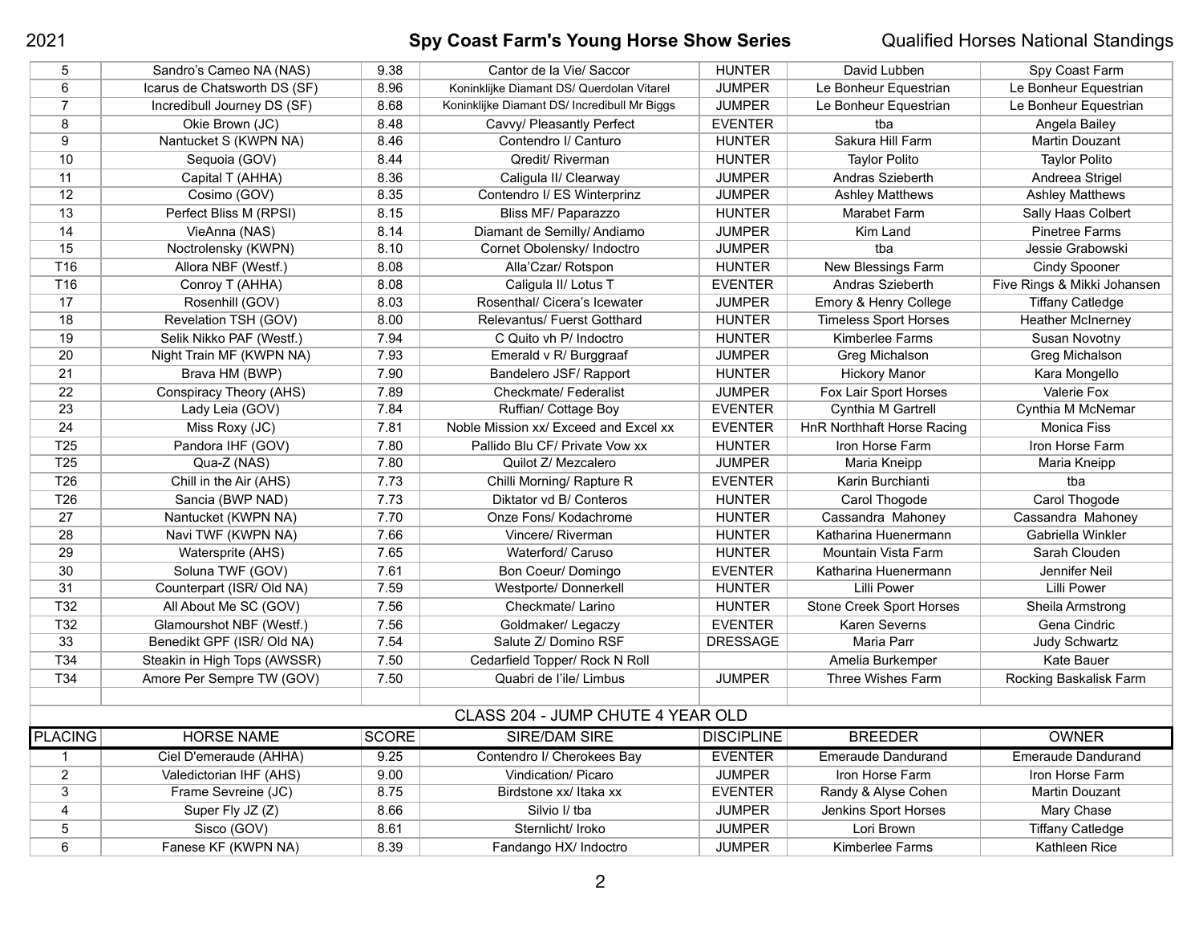| | | | | | | |
|---|---|---|---|---|---|---|
| 5 | Sandro's Cameo NA (NAS) | 9.38 | Cantor de la Vie/ Saccor | HUNTER | David Lubben | Spy Coast Farm |
| 6 | Icarus de Chatsworth DS (SF) | 8.96 | Koninklijke Diamant DS/ Querdolan Vitarel | JUMPER | Le Bonheur Equestrian | Le Bonheur Equestrian |
| 7 | Incredibull Journey DS (SF) | 8.68 | Koninklijke Diamant DS/ Incredibull Mr Biggs | JUMPER | Le Bonheur Equestrian | Le Bonheur Equestrian |
| 8 | Okie Brown (JC) | 8.48 | Cavvy/ Pleasantly Perfect | EVENTER | tba | Angela Bailey |
| 9 | Nantucket S (KWPN NA) | 8.46 | Contendro I/ Canturo | HUNTER | Sakura Hill Farm | Martin Douzant |
| 10 | Sequoia (GOV) | 8.44 | Qredit/ Riverman | HUNTER | Taylor Polito | Taylor Polito |
| 11 | Capital T (AHHA) | 8.36 | Caligula II/ Clearway | JUMPER | Andras Szieberth | Andreea Strigel |
| 12 | Cosimo (GOV) | 8.35 | Contendro I/ ES Winterprinz | JUMPER | Ashley Matthews | Ashley Matthews |
| 13 | Perfect Bliss M (RPSI) | 8.15 | Bliss MF/ Paparazzo | HUNTER | Marabet Farm | Sally Haas Colbert |
| 14 | VieAnna (NAS) | 8.14 | Diamant de Semilly/ Andiamo | JUMPER | Kim Land | Pinetree Farms |
| 15 | Noctrolensky (KWPN) | 8.10 | Cornet Obolensky/ Indoctro | JUMPER | tba | Jessie Grabowski |
| T16 | Allora NBF (Westf.) | 8.08 | Alla'Czar/ Rotspon | HUNTER | New Blessings Farm | Cindy Spooner |
| T16 | Conroy T (AHHA) | 8.08 | Caligula II/ Lotus T | EVENTER | Andras Szieberth | Five Rings & Mikki Johansen |
| 17 | Rosenhill (GOV) | 8.03 | Rosenthal/ Cicera's Icewater | JUMPER | Emory & Henry College | Tiffany Catledge |
| 18 | Revelation TSH (GOV) | 8.00 | Relevantus/ Fuerst Gotthard | HUNTER | Timeless Sport Horses | Heather McInerney |
| 19 | Selik Nikko PAF (Westf.) | 7.94 | C Quito vh P/ Indoctro | HUNTER | Kimberlee Farms | Susan Novotny |
| 20 | Night Train MF (KWPN NA) | 7.93 | Emerald v R/ Burggraaf | JUMPER | Greg Michalson | Greg Michalson |
| 21 | Brava HM (BWP) | 7.90 | Bandelero JSF/ Rapport | HUNTER | Hickory Manor | Kara Mongello |
| 22 | Conspiracy Theory (AHS) | 7.89 | Checkmate/ Federalist | JUMPER | Fox Lair Sport Horses | Valerie Fox |
| 23 | Lady Leia (GOV) | 7.84 | Ruffian/ Cottage Boy | EVENTER | Cynthia M Gartrell | Cynthia M McNemar |
| 24 | Miss Roxy (JC) | 7.81 | Noble Mission xx/ Exceed and Excel xx | EVENTER | HnR Northhaft Horse Racing | Monica Fiss |
| T25 | Pandora IHF (GOV) | 7.80 | Pallido Blu CF/ Private Vow xx | HUNTER | Iron Horse Farm | Iron Horse Farm |
| T25 | Qua-Z (NAS) | 7.80 | Quilot Z/ Mezcalero | JUMPER | Maria Kneipp | Maria Kneipp |
| T26 | Chill in the Air (AHS) | 7.73 | Chilli Morning/ Rapture R | EVENTER | Karin Burchianti | tba |
| T26 | Sancia (BWP NAD) | 7.73 | Diktator vd B/ Conteros | HUNTER | Carol Thogode | Carol Thogode |
| 27 | Nantucket (KWPN NA) | 7.70 | Onze Fons/ Kodachrome | HUNTER | Cassandra Mahoney | Cassandra Mahoney |
| 28 | Navi TWF (KWPN NA) | 7.66 | Vincere/ Riverman | HUNTER | Katharina Huenermann | Gabriella Winkler |
| 29 | Watersprite (AHS) | 7.65 | Waterford/ Caruso | HUNTER | Mountain Vista Farm | Sarah Clouden |
| 30 | Soluna TWF (GOV) | 7.61 | Bon Coeur/ Domingo | EVENTER | Katharina Huenermann | Jennifer Neil |
| 31 | Counterpart (ISR/ Old NA) | 7.59 | Westporte/ Donnerkell | HUNTER | Lilli Power | Lilli Power |
| T32 | All About Me SC (GOV) | 7.56 | Checkmate/ Larino | HUNTER | Stone Creek Sport Horses | Sheila Armstrong |
| T32 | Glamourshot NBF (Westf.) | 7.56 | Goldmaker/ Legaczy | EVENTER | Karen Severns | Gena Cindric |
| 33 | Benedikt GPF (ISR/ Old NA) | 7.54 | Salute Z/ Domino RSF | DRESSAGE | Maria Parr | Judy Schwartz |
| T34 | Steakin in High Tops (AWSSR) | 7.50 | Cedarfield Topper/ Rock N Roll | | Amelia Burkemper | Kate Bauer |
| T34 | Amore Per Sempre TW (GOV) | 7.50 | Quabri de l'ile/ Limbus | JUMPER | Three Wishes Farm | Rocking Baskalisk Farm |

## CLASS 204 - JUMP CHUTE 4 YEAR OLD

| PLACING | HORSE NAME | SCORE | SIRE/DAM SIRE | DISCIPLINE | BREEDER | OWNER |
|---|---|---|---|---|---|---|
| 1 | Ciel D'emeraude (AHHA) | 9.25 | Contendro I/ Cherokees Bay | EVENTER | Emeraude Dandurand | Emeraude Dandurand |
| 2 | Valedictorian IHF (AHS) | 9.00 | Vindication/ Picaro | JUMPER | Iron Horse Farm | Iron Horse Farm |
| 3 | Frame Sevreine (JC) | 8.75 | Birdstone xx/ Itaka xx | EVENTER | Randy & Alyse Cohen | Martin Douzant |
| 4 | Super Fly JZ (Z) | 8.66 | Silvio I/ tba | JUMPER | Jenkins Sport Horses | Mary Chase |
| 5 | Sisco (GOV) | 8.61 | Sternlicht/ Iroko | JUMPER | Lori Brown | Tiffany Catledge |
| 6 | Fanese KF (KWPN NA) | 8.39 | Fandango HX/ Indoctro | JUMPER | Kimberlee Farms | Kathleen Rice |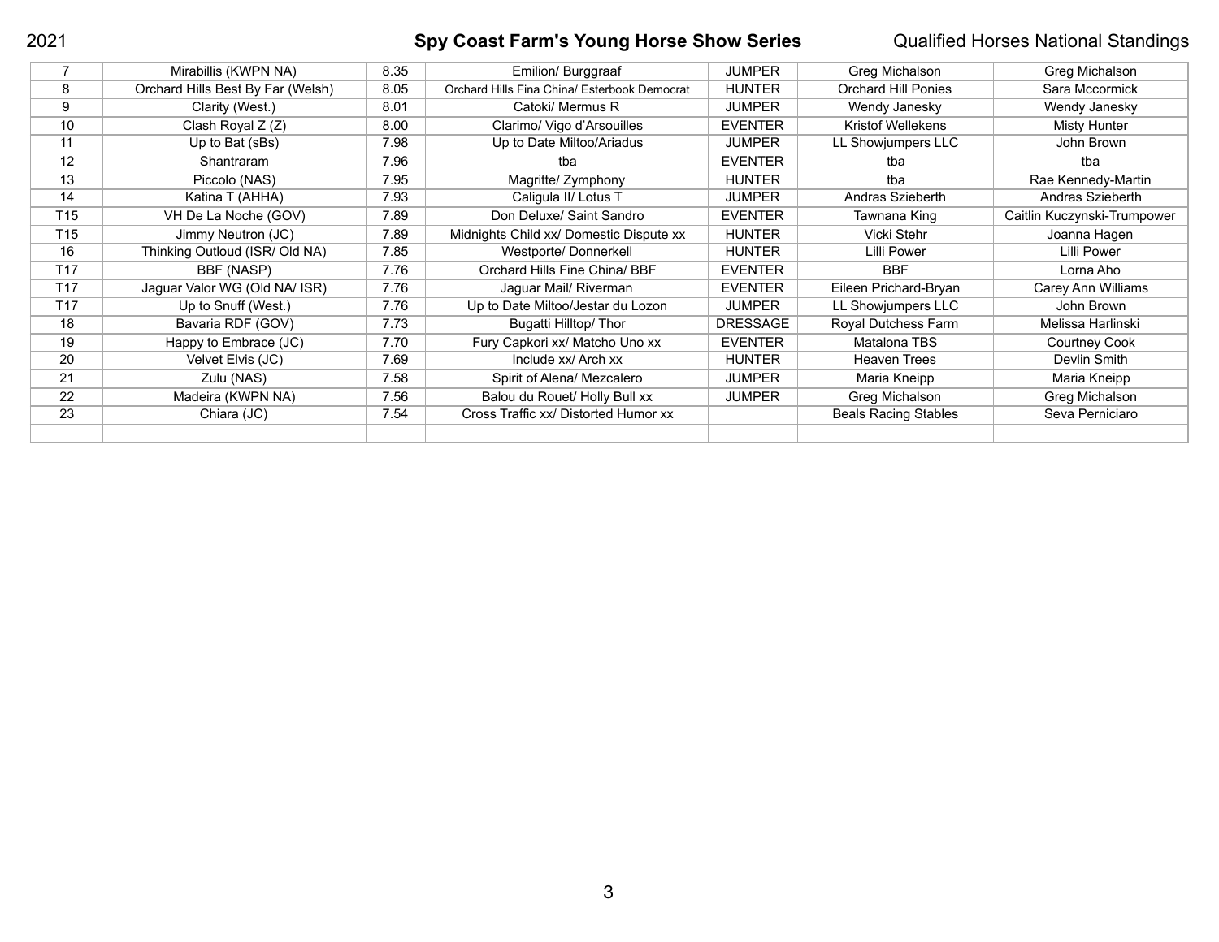| | | | | | | |
|---|---|---|---|---|---|---|
| 7 | Mirabillis (KWPN NA) | 8.35 | Emilion/ Burggraaf | JUMPER | Greg Michalson | Greg Michalson |
| 8 | Orchard Hills Best By Far (Welsh) | 8.05 | Orchard Hills Fina China/ Esterbook Democrat | HUNTER | Orchard Hill Ponies | Sara Mccormick |
| 9 | Clarity (West.) | 8.01 | Catoki/ Mermus R | JUMPER | Wendy Janesky | Wendy Janesky |
| 10 | Clash Royal Z (Z) | 8.00 | Clarimo/ Vigo d'Arsouilles | EVENTER | Kristof Wellekens | Misty Hunter |
| 11 | Up to Bat (sBs) | 7.98 | Up to Date Miltoo/Ariadus | JUMPER | LL Showjumpers LLC | John Brown |
| 12 | Shantraram | 7.96 | tba | EVENTER | tba | tba |
| 13 | Piccolo (NAS) | 7.95 | Magritte/ Zymphony | HUNTER | tba | Rae Kennedy-Martin |
| 14 | Katina T (AHHA) | 7.93 | Caligula II/ Lotus T | JUMPER | Andras Szieberth | Andras Szieberth |
| T15 | VH De La Noche (GOV) | 7.89 | Don Deluxe/ Saint Sandro | EVENTER | Tawnana King | Caitlin Kuczynski-Trumpower |
| T15 | Jimmy Neutron (JC) | 7.89 | Midnights Child xx/ Domestic Dispute xx | HUNTER | Vicki Stehr | Joanna Hagen |
| 16 | Thinking Outloud (ISR/ Old NA) | 7.85 | Westporte/ Donnerkell | HUNTER | Lilli Power | Lilli Power |
| T17 | BBF (NASP) | 7.76 | Orchard Hills Fine China/ BBF | EVENTER | BBF | Lorna Aho |
| T17 | Jaguar Valor WG (Old NA/ ISR) | 7.76 | Jaguar Mail/ Riverman | EVENTER | Eileen Prichard-Bryan | Carey Ann Williams |
| T17 | Up to Snuff (West.) | 7.76 | Up to Date Miltoo/Jestar du Lozon | JUMPER | LL Showjumpers LLC | John Brown |
| 18 | Bavaria RDF (GOV) | 7.73 | Bugatti Hilltop/ Thor | DRESSAGE | Royal Dutchess Farm | Melissa Harlinski |
| 19 | Happy to Embrace (JC) | 7.70 | Fury Capkori xx/ Matcho Uno xx | EVENTER | Matalona TBS | Courtney Cook |
| 20 | Velvet Elvis (JC) | 7.69 | Include xx/ Arch xx | HUNTER | Heaven Trees | Devlin Smith |
| 21 | Zulu (NAS) | 7.58 | Spirit of Alena/ Mezcalero | JUMPER | Maria Kneipp | Maria Kneipp |
| 22 | Madeira (KWPN NA) | 7.56 | Balou du Rouet/ Holly Bull xx | JUMPER | Greg Michalson | Greg Michalson |
| 23 | Chiara (JC) | 7.54 | Cross Traffic xx/ Distorted Humor xx | | Beals Racing Stables | Seva Perniciaro |
| | | | | | | |